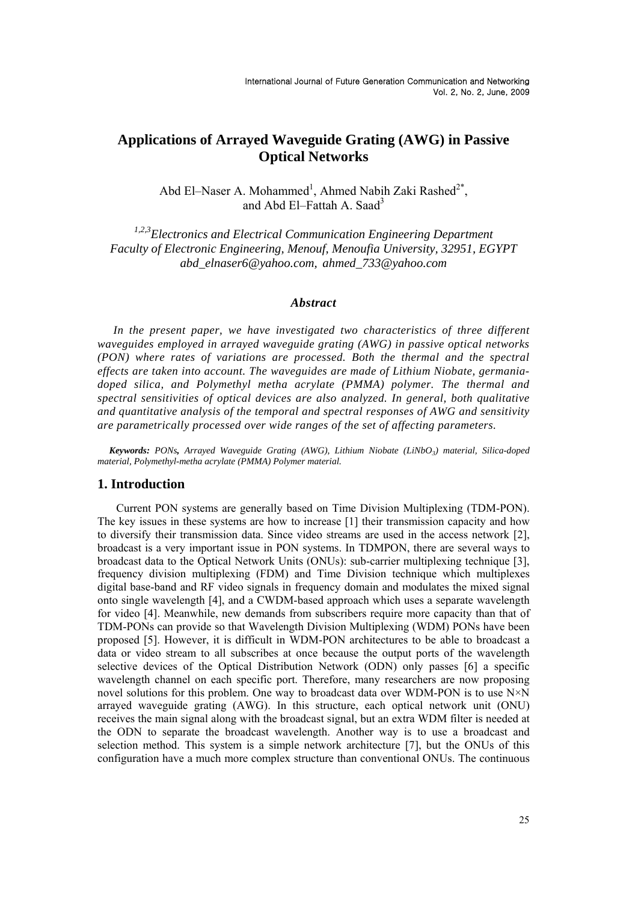# Applications of Arrayed Waveguide Grating (AWG) in Passive Optical Networks

Abd El–Naser A. Mohammed[1], Ahmed Nabih Zaki Rashed[2*], and Abd El–Fattah A. Saad[3]

*[1,2,3]Electronics and Electrical Communication Engineering Department*
*Faculty of Electronic Engineering, Menouf, Menoufia University, 32951, EGYPT*
*abd_elnaser6@yahoo.com, ahmed_733@yahoo.com*

### *Abstract*

*In the present paper, we have investigated two characteristics of three different waveguides employed in arrayed waveguide grating (AWG) in passive optical networks (PON) where rates of variations are processed. Both the thermal and the spectral effects are taken into account. The waveguides are made of Lithium Niobate, germania-doped silica, and Polymethyl metha acrylate (PMMA) polymer. The thermal and spectral sensitivities of optical devices are also analyzed. In general, both qualitative and quantitative analysis of the temporal and spectral responses of AWG and sensitivity are parametrically processed over wide ranges of the set of affecting parameters.*

***Keywords:*** *PONs, Arrayed Waveguide Grating (AWG), Lithium Niobate ($LiNbO_3$) material, Silica-doped material, Polymethyl-metha acrylate (PMMA) Polymer material.*

## 1. Introduction

Current PON systems are generally based on Time Division Multiplexing (TDM-PON). The key issues in these systems are how to increase [1] their transmission capacity and how to diversify their transmission data. Since video streams are used in the access network [2], broadcast is a very important issue in PON systems. In TDMPON, there are several ways to broadcast data to the Optical Network Units (ONUs): sub-carrier multiplexing technique [3], frequency division multiplexing (FDM) and Time Division technique which multiplexes digital base-band and RF video signals in frequency domain and modulates the mixed signal onto single wavelength [4], and a CWDM-based approach which uses a separate wavelength for video [4]. Meanwhile, new demands from subscribers require more capacity than that of TDM-PONs can provide so that Wavelength Division Multiplexing (WDM) PONs have been proposed [5]. However, it is difficult in WDM-PON architectures to be able to broadcast a data or video stream to all subscribes at once because the output ports of the wavelength selective devices of the Optical Distribution Network (ODN) only passes [6] a specific wavelength channel on each specific port. Therefore, many researchers are now proposing novel solutions for this problem. One way to broadcast data over WDM-PON is to use N×N arrayed waveguide grating (AWG). In this structure, each optical network unit (ONU) receives the main signal along with the broadcast signal, but an extra WDM filter is needed at the ODN to separate the broadcast wavelength. Another way is to use a broadcast and selection method. This system is a simple network architecture [7], but the ONUs of this configuration have a much more complex structure than conventional ONUs. The continuous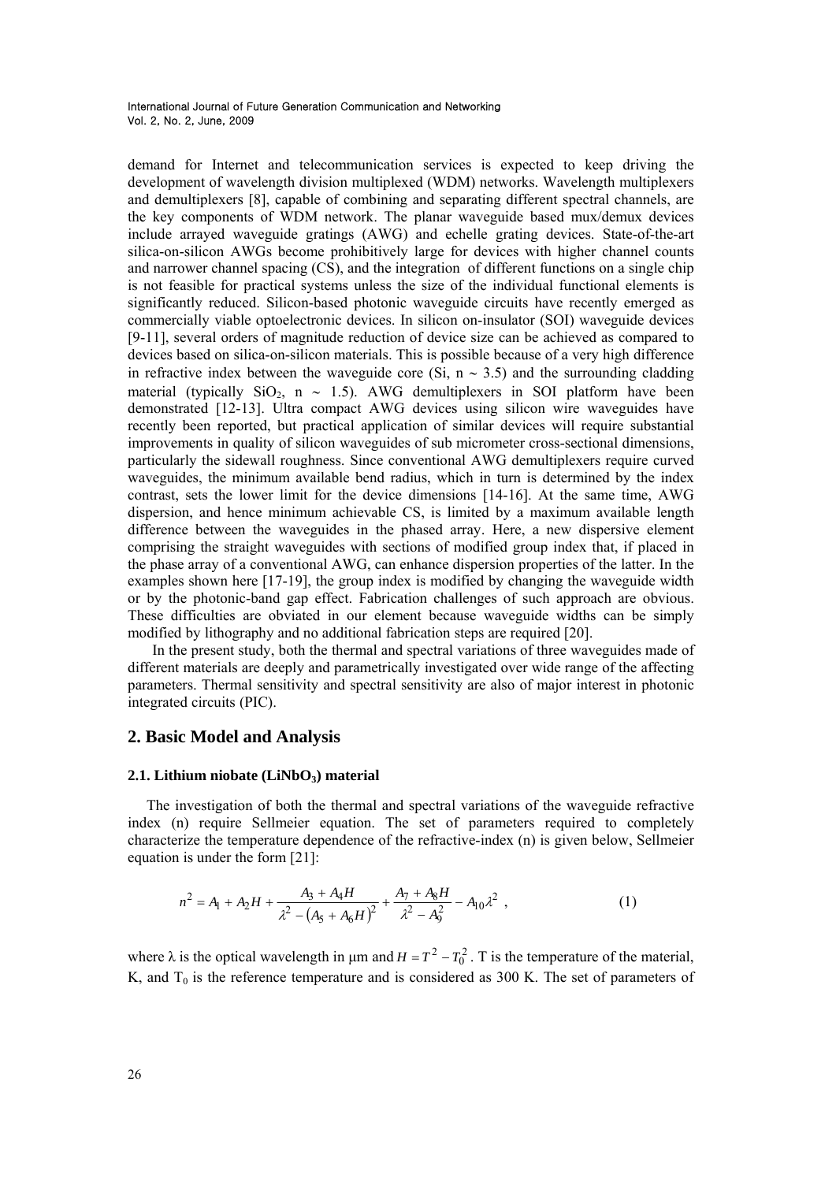demand for Internet and telecommunication services is expected to keep driving the development of wavelength division multiplexed (WDM) networks. Wavelength multiplexers and demultiplexers [8], capable of combining and separating different spectral channels, are the key components of WDM network. The planar waveguide based mux/demux devices include arrayed waveguide gratings (AWG) and echelle grating devices. State-of-the-art silica-on-silicon AWGs become prohibitively large for devices with higher channel counts and narrower channel spacing (CS), and the integration of different functions on a single chip is not feasible for practical systems unless the size of the individual functional elements is significantly reduced. Silicon-based photonic waveguide circuits have recently emerged as commercially viable optoelectronic devices. In silicon on-insulator (SOI) waveguide devices [9-11], several orders of magnitude reduction of device size can be achieved as compared to devices based on silica-on-silicon materials. This is possible because of a very high difference in refractive index between the waveguide core (Si, n ~ 3.5) and the surrounding cladding material (typically $SiO_2$, n ~ 1.5). AWG demultiplexers in SOI platform have been demonstrated [12-13]. Ultra compact AWG devices using silicon wire waveguides have recently been reported, but practical application of similar devices will require substantial improvements in quality of silicon waveguides of sub micrometer cross-sectional dimensions, particularly the sidewall roughness. Since conventional AWG demultiplexers require curved waveguides, the minimum available bend radius, which in turn is determined by the index contrast, sets the lower limit for the device dimensions [14-16]. At the same time, AWG dispersion, and hence minimum achievable CS, is limited by a maximum available length difference between the waveguides in the phased array. Here, a new dispersive element comprising the straight waveguides with sections of modified group index that, if placed in the phase array of a conventional AWG, can enhance dispersion properties of the latter. In the examples shown here [17-19], the group index is modified by changing the waveguide width or by the photonic-band gap effect. Fabrication challenges of such approach are obvious. These difficulties are obviated in our element because waveguide widths can be simply modified by lithography and no additional fabrication steps are required [20].

In the present study, both the thermal and spectral variations of three waveguides made of different materials are deeply and parametrically investigated over wide range of the affecting parameters. Thermal sensitivity and spectral sensitivity are also of major interest in photonic integrated circuits (PIC).

## 2. Basic Model and Analysis

### 2.1. Lithium niobate ($LiNbO_3$) material

The investigation of both the thermal and spectral variations of the waveguide refractive index (n) require Sellmeier equation. The set of parameters required to completely characterize the temperature dependence of the refractive-index (n) is given below, Sellmeier equation is under the form [21]:

$$n^2 = A_1 + A_2 H + \frac{A_3 + A_4 H}{\lambda^2 - (A_5 + A_6 H)^2} + \frac{A_7 + A_8 H}{\lambda^2 - A_9^2} - A_{10}\lambda^2 \ , \tag{1}$$

where $\lambda$ is the optical wavelength in μm and $H = T^2 - T_0^2$. T is the temperature of the material, K, and $T_0$ is the reference temperature and is considered as 300 K. The set of parameters of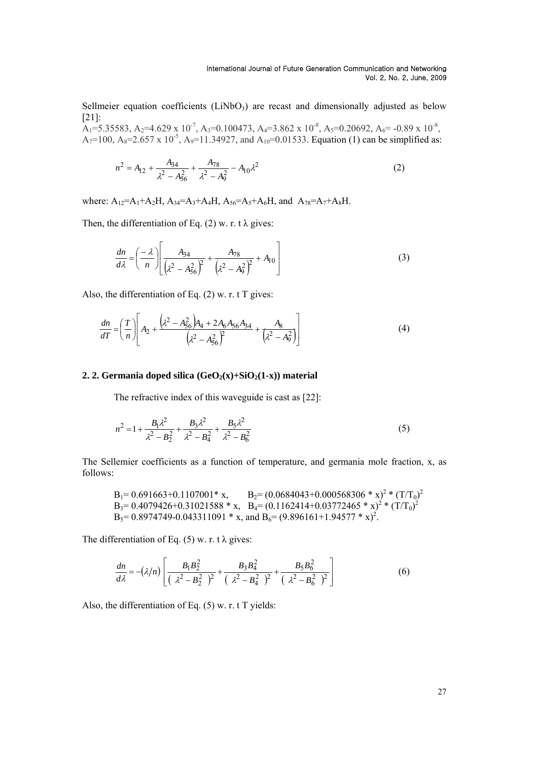Sellmeier equation coefficients ($LiNbO_3$) are recast and dimensionally adjusted as below [21]:
$A_1$=5.35583, $A_2$=4.629 x $10^{-7}$, $A_3$=0.100473, $A_4$=3.862 x $10^{-8}$, $A_5$=0.20692, $A_6$= -0.89 x $10^{-8}$, $A_7$=100, $A_8$=2.657 x $10^{-5}$, $A_9$=11.34927, and $A_{10}$=0.01533. Equation (1) can be simplified as:

$$n^2 = A_{12} + \frac{A_{34}}{\lambda^2 - A_{56}^2} + \frac{A_{78}}{\lambda^2 - A_9^2} - A_{10}\lambda^2 \tag{2}$$

where: $A_{12}=A_1+A_2H$, $A_{34}=A_3+A_4H$, $A_{56}=A_5+A_6H$, and $A_{78}=A_7+A_8H$.

Then, the differentiation of Eq. (2) w. r. t $\lambda$ gives:

$$\frac{dn}{d\lambda} = \left(\frac{-\lambda}{n}\right)\left[\frac{A_{34}}{\left(\lambda^2 - A_{56}^2\right)^2} + \frac{A_{78}}{\left(\lambda^2 - A_9^2\right)^2} + A_{10}\right] \tag{3}$$

Also, the differentiation of Eq. (2) w. r. t T gives:

$$\frac{dn}{dT} = \left(\frac{T}{n}\right)\left[A_2 + \frac{\left(\lambda^2 - A_{56}^2\right)A_4 + 2A_6A_{56}A_{34}}{\left(\lambda^2 - A_{56}^2\right)^2} + \frac{A_8}{\left(\lambda^2 - A_9^2\right)}\right] \tag{4}$$

### 2. 2. Germania doped silica ($GeO_2(x)+SiO_2(1-x)$) material

The refractive index of this waveguide is cast as [22]:

$$n^2 = 1 + \frac{B_1\lambda^2}{\lambda^2 - B_2^2} + \frac{B_3\lambda^2}{\lambda^2 - B_4^2} + \frac{B_5\lambda^2}{\lambda^2 - B_6^2} \tag{5}$$

The Sellemier coefficients as a function of temperature, and germania mole fraction, x, as follows:

$B_1$= 0.691663+0.1107001* x, $B_2$= $(0.0684043+0.000568306 * x)^2 * (T/T_0)^2$
$B_3$= 0.4079426+0.31021588 * x, $B_4$= $(0.1162414+0.03772465 * x)^2 * (T/T_0)^2$
$B_5$= 0.8974749-0.043311091 * x, and $B_6$= $(9.896161+1.94577 * x)^2$.

The differentiation of Eq. (5) w. r. t $\lambda$ gives:

$$\frac{dn}{d\lambda} = -(\lambda/n)\left[\frac{B_1B_2^2}{(\lambda^2 - B_2^2)^2} + \frac{B_3B_4^2}{(\lambda^2 - B_4^2)^2} + \frac{B_5B_6^2}{(\lambda^2 - B_6^2)^2}\right] \tag{6}$$

Also, the differentiation of Eq. (5) w. r. t T yields: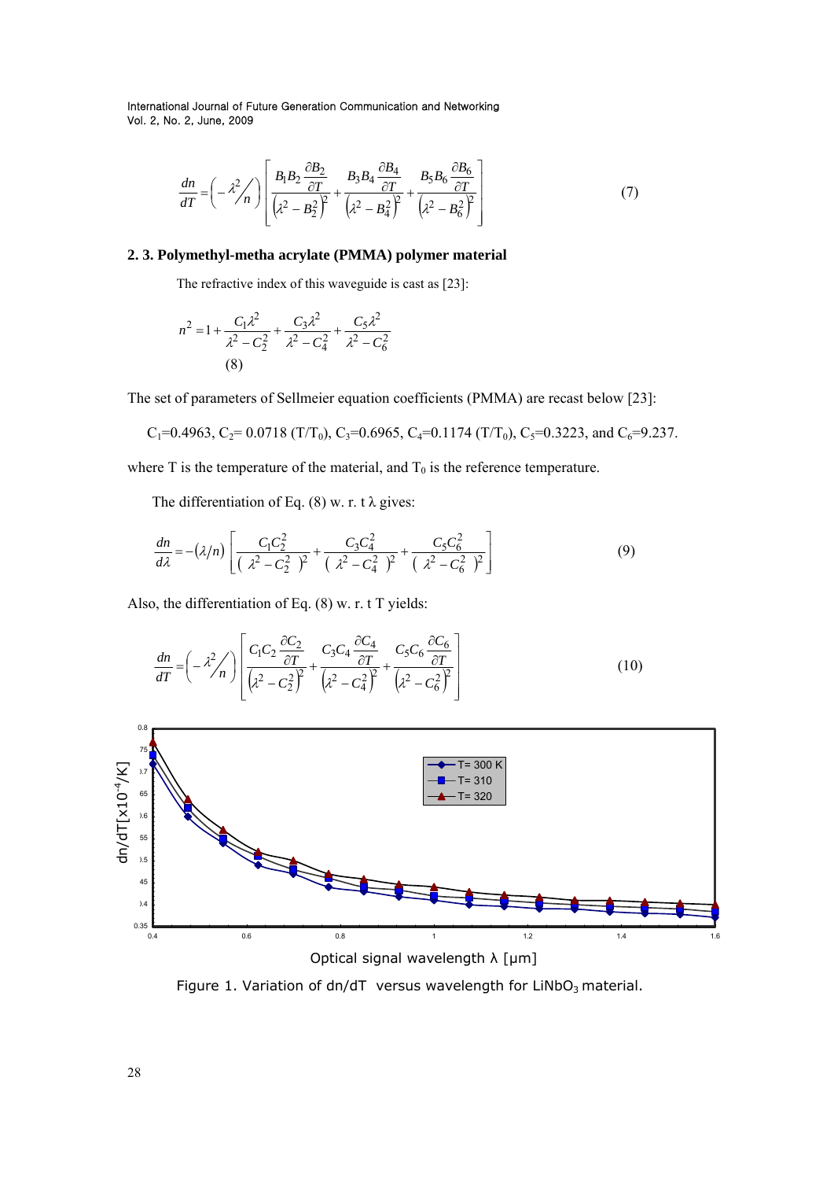$$\frac{dn}{dT} = \left( -\lambda^2 \middle/ n \right) \left[ \frac{B_1 B_2 \dfrac{\partial B_2}{\partial T}}{\left(\lambda^2 - B_2^2\right)^2} + \frac{B_3 B_4 \dfrac{\partial B_4}{\partial T}}{\left(\lambda^2 - B_4^2\right)^2} + \frac{B_5 B_6 \dfrac{\partial B_6}{\partial T}}{\left(\lambda^2 - B_6^2\right)^2} \right] \tag{7}$$

### 2. 3. Polymethyl-metha acrylate (PMMA) polymer material

The refractive index of this waveguide is cast as [23]:

$$n^2 = 1 + \frac{C_1 \lambda^2}{\lambda^2 - C_2^2} + \frac{C_3 \lambda^2}{\lambda^2 - C_4^2} + \frac{C_5 \lambda^2}{\lambda^2 - C_6^2} \tag{8}$$

The set of parameters of Sellmeier equation coefficients (PMMA) are recast below [23]:

$C_1$=0.4963, $C_2$= 0.0718 ($T/T_0$), $C_3$=0.6965, $C_4$=0.1174 ($T/T_0$), $C_5$=0.3223, and $C_6$=9.237.

where T is the temperature of the material, and $T_0$ is the reference temperature.

The differentiation of Eq. (8) w. r. t λ gives:

$$\frac{dn}{d\lambda} = -(\lambda/n) \left[ \frac{C_1 C_2^2}{(\lambda^2 - C_2^2)^2} + \frac{C_3 C_4^2}{(\lambda^2 - C_4^2)^2} + \frac{C_5 C_6^2}{(\lambda^2 - C_6^2)^2} \right] \tag{9}$$

Also, the differentiation of Eq. (8) w. r. t T yields:

$$\frac{dn}{dT} = \left( -\lambda^2 \middle/ n \right) \left[ \frac{C_1 C_2 \dfrac{\partial C_2}{\partial T}}{\left(\lambda^2 - C_2^2\right)^2} + \frac{C_3 C_4 \dfrac{\partial C_4}{\partial T}}{\left(\lambda^2 - C_4^2\right)^2} + \frac{C_5 C_6 \dfrac{\partial C_6}{\partial T}}{\left(\lambda^2 - C_6^2\right)^2} \right] \tag{10}$$

Figure 1. Variation of dn/dT versus wavelength for $LiNbO_3$ material.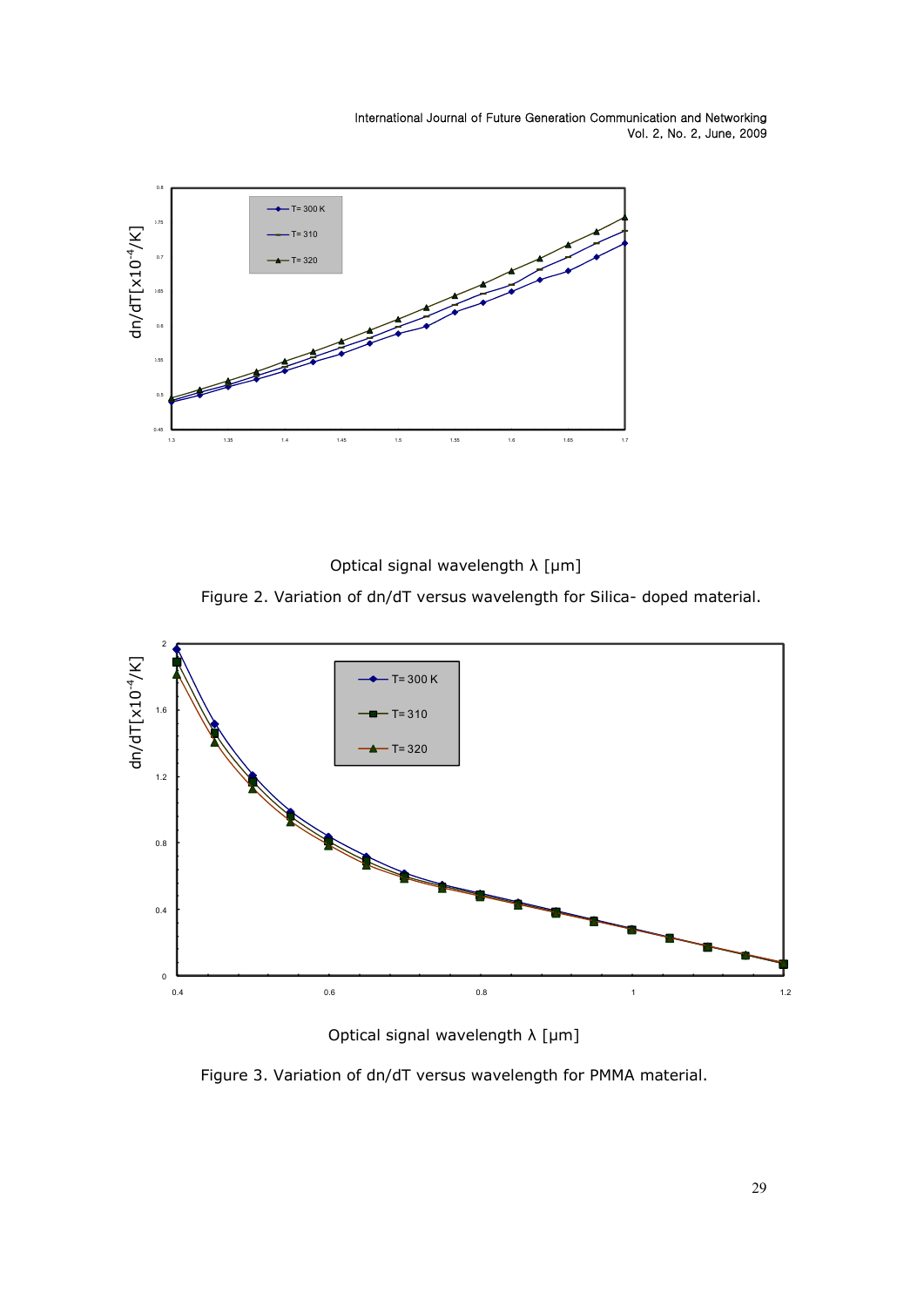Optical signal wavelength λ [μm]

Figure 2. Variation of dn/dT versus wavelength for Silica- doped material.

Optical signal wavelength λ [μm]

Figure 3. Variation of dn/dT versus wavelength for PMMA material.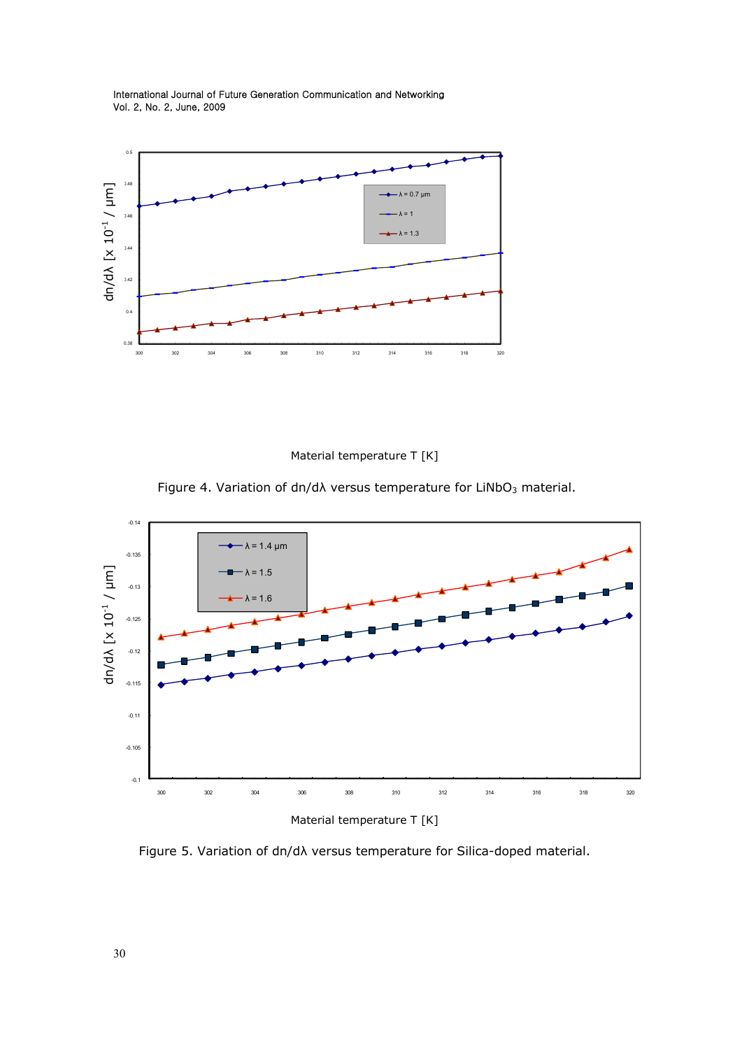Material temperature T [K]

Figure 4. Variation of dn/dλ versus temperature for $LiNbO_3$ material.

Material temperature T [K]

Figure 5. Variation of dn/dλ versus temperature for Silica-doped material.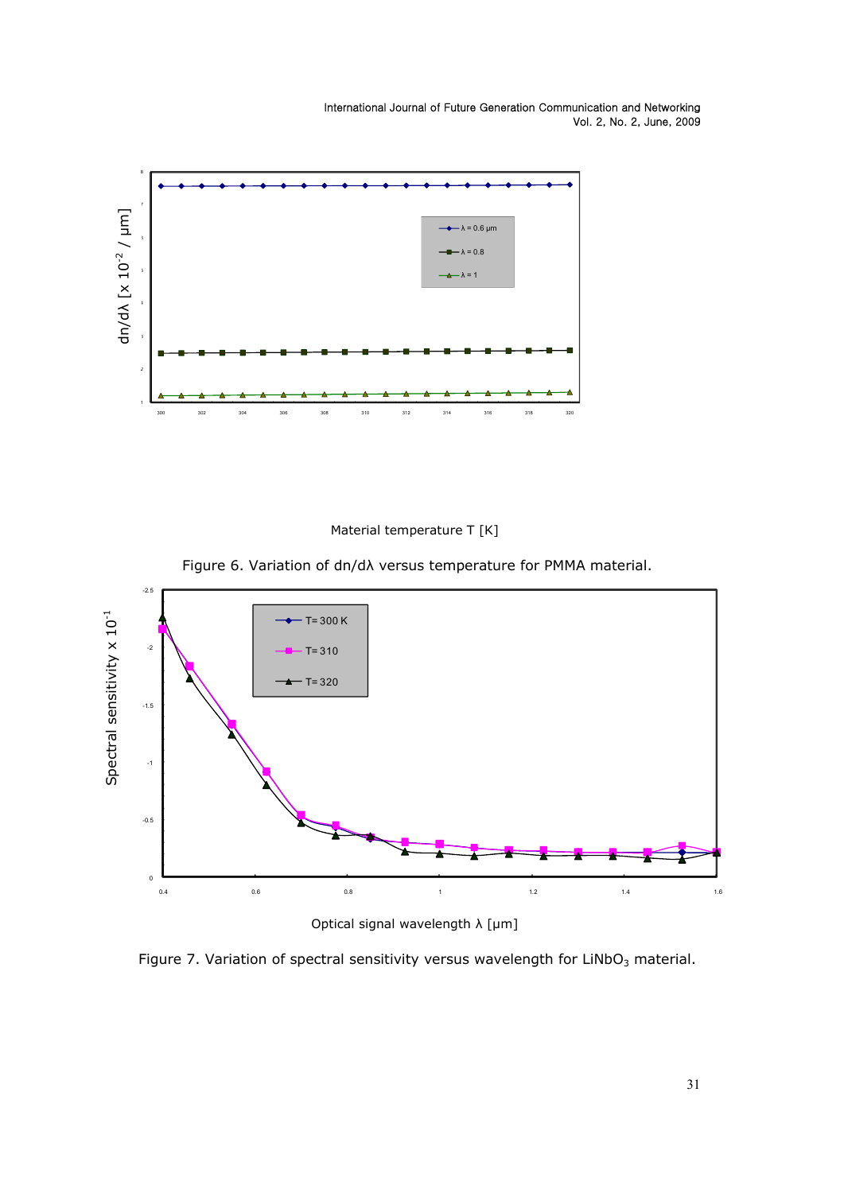Material temperature T [K]

Figure 6. Variation of dn/dλ versus temperature for PMMA material.

Optical signal wavelength λ [μm]

Figure 7. Variation of spectral sensitivity versus wavelength for $LiNbO_3$ material.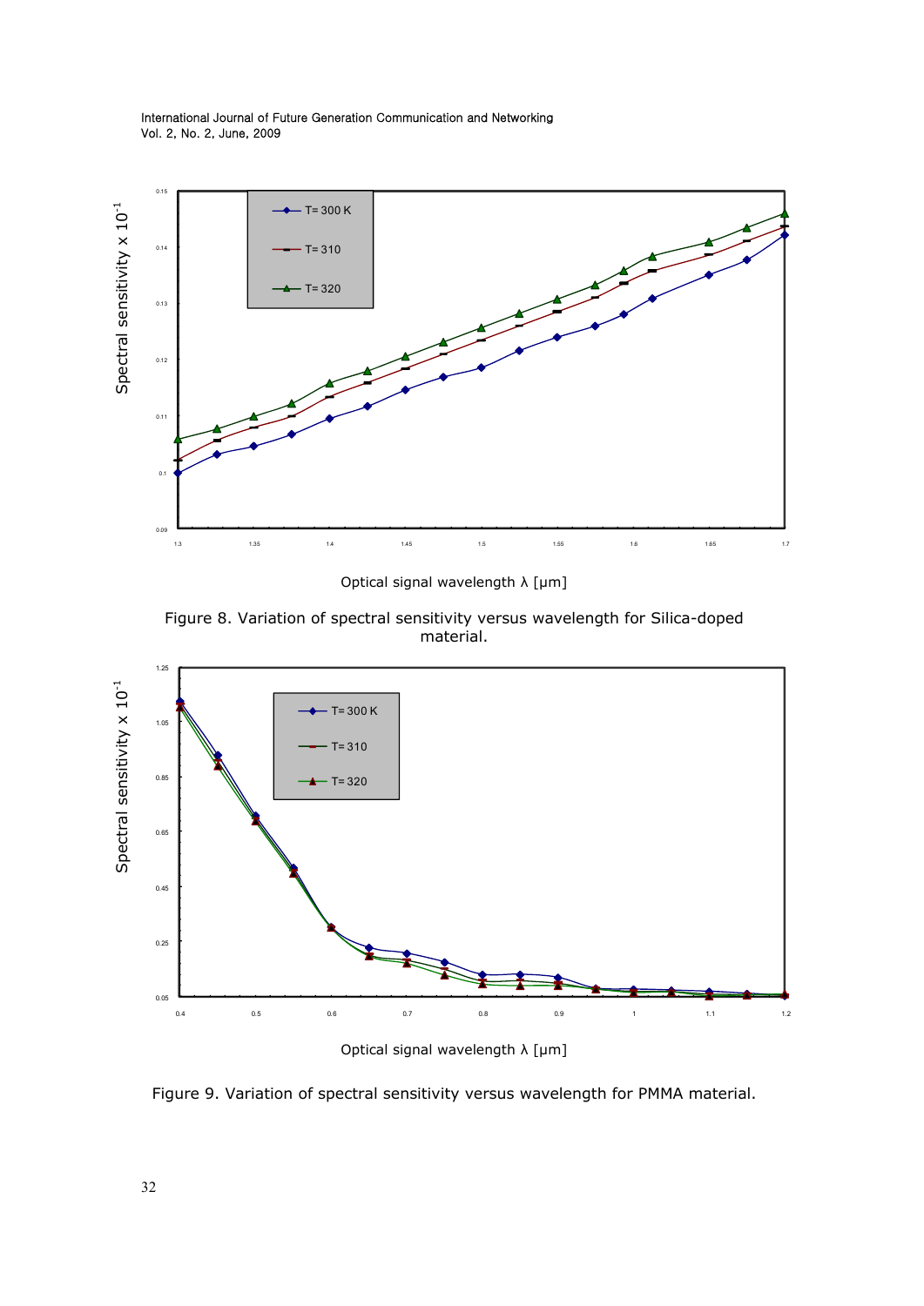Figure 8. Variation of spectral sensitivity versus wavelength for Silica-doped material.

Figure 9. Variation of spectral sensitivity versus wavelength for PMMA material.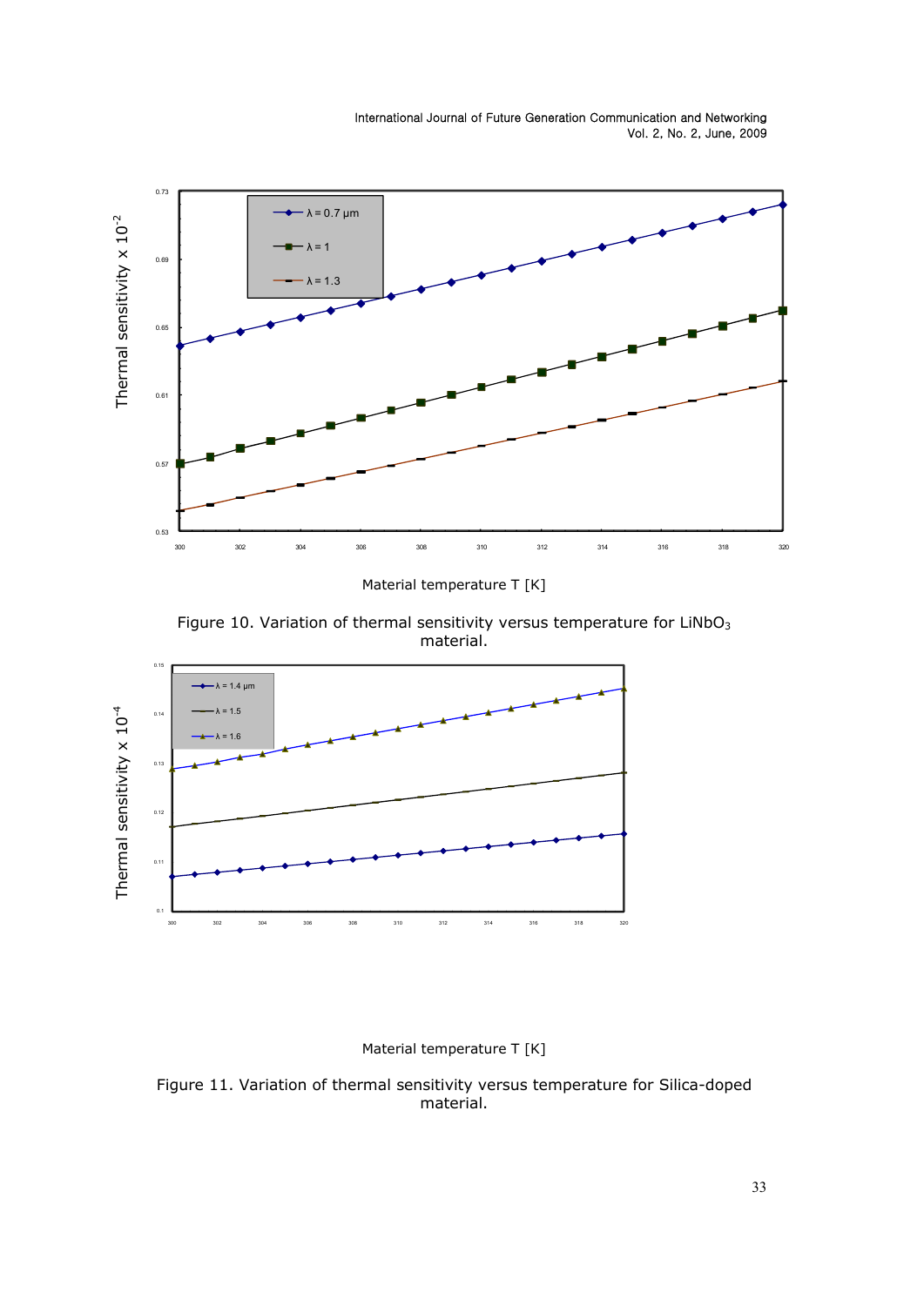Figure 10. Variation of thermal sensitivity versus temperature for $LiNbO_3$ material.

Figure 11. Variation of thermal sensitivity versus temperature for Silica-doped material.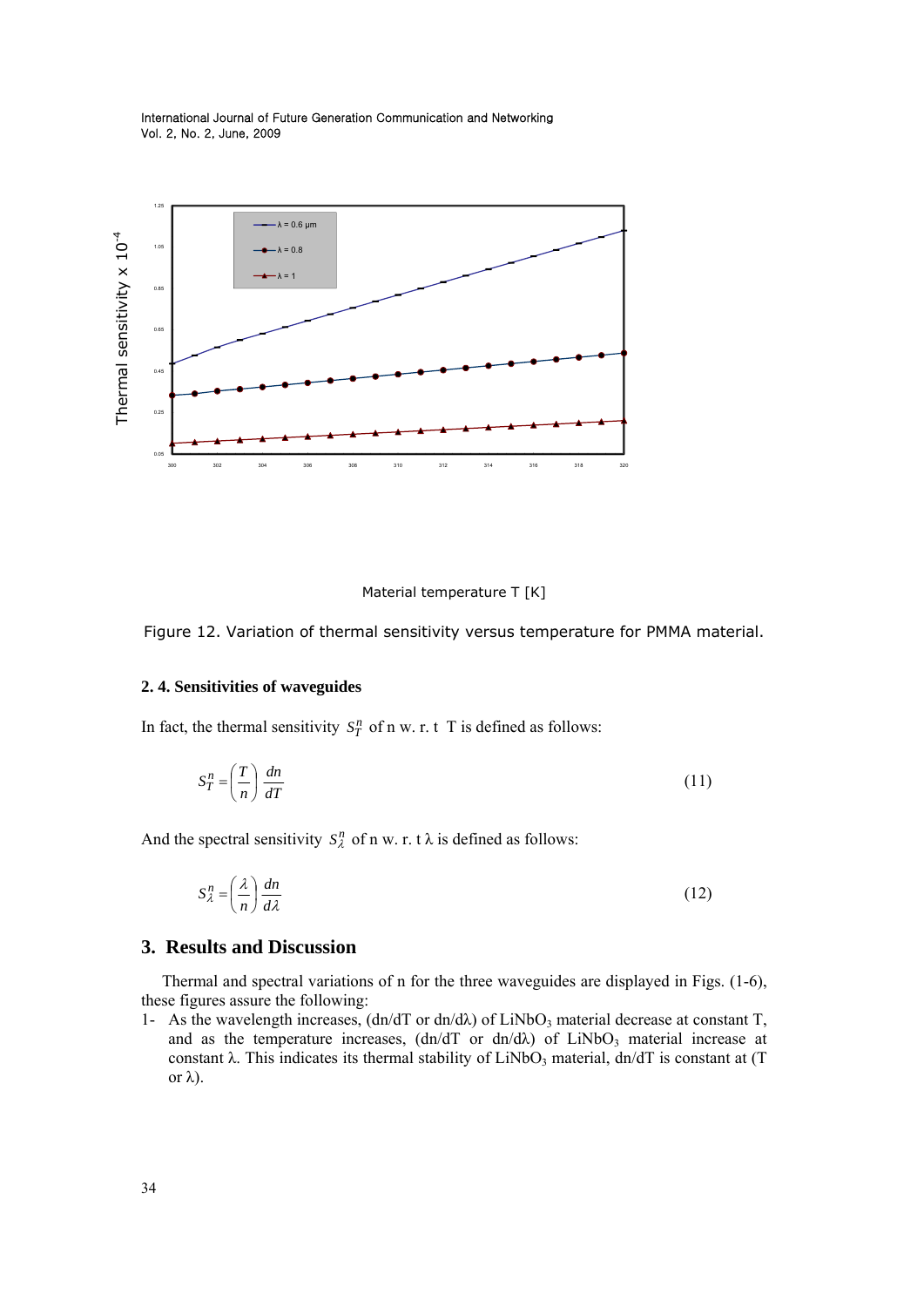Figure 12. Variation of thermal sensitivity versus temperature for PMMA material.

### 2. 4. Sensitivities of waveguides

In fact, the thermal sensitivity $S_T^n$ of n w. r. t T is defined as follows:

$$S_T^n = \left(\frac{T}{n}\right) \frac{dn}{dT} \tag{11}$$

And the spectral sensitivity $S_\lambda^n$ of n w. r. t $\lambda$ is defined as follows:

$$S_\lambda^n = \left(\frac{\lambda}{n}\right) \frac{dn}{d\lambda} \tag{12}$$

## 3. Results and Discussion

Thermal and spectral variations of n for the three waveguides are displayed in Figs. (1-6), these figures assure the following:

1- As the wavelength increases, ($dn/dT$ or $dn/d\lambda$) of $LiNbO_3$ material decrease at constant T, and as the temperature increases, ($dn/dT$ or $dn/d\lambda$) of $LiNbO_3$ material increase at constant $\lambda$. This indicates its thermal stability of $LiNbO_3$ material, $dn/dT$ is constant at (T or $\lambda$).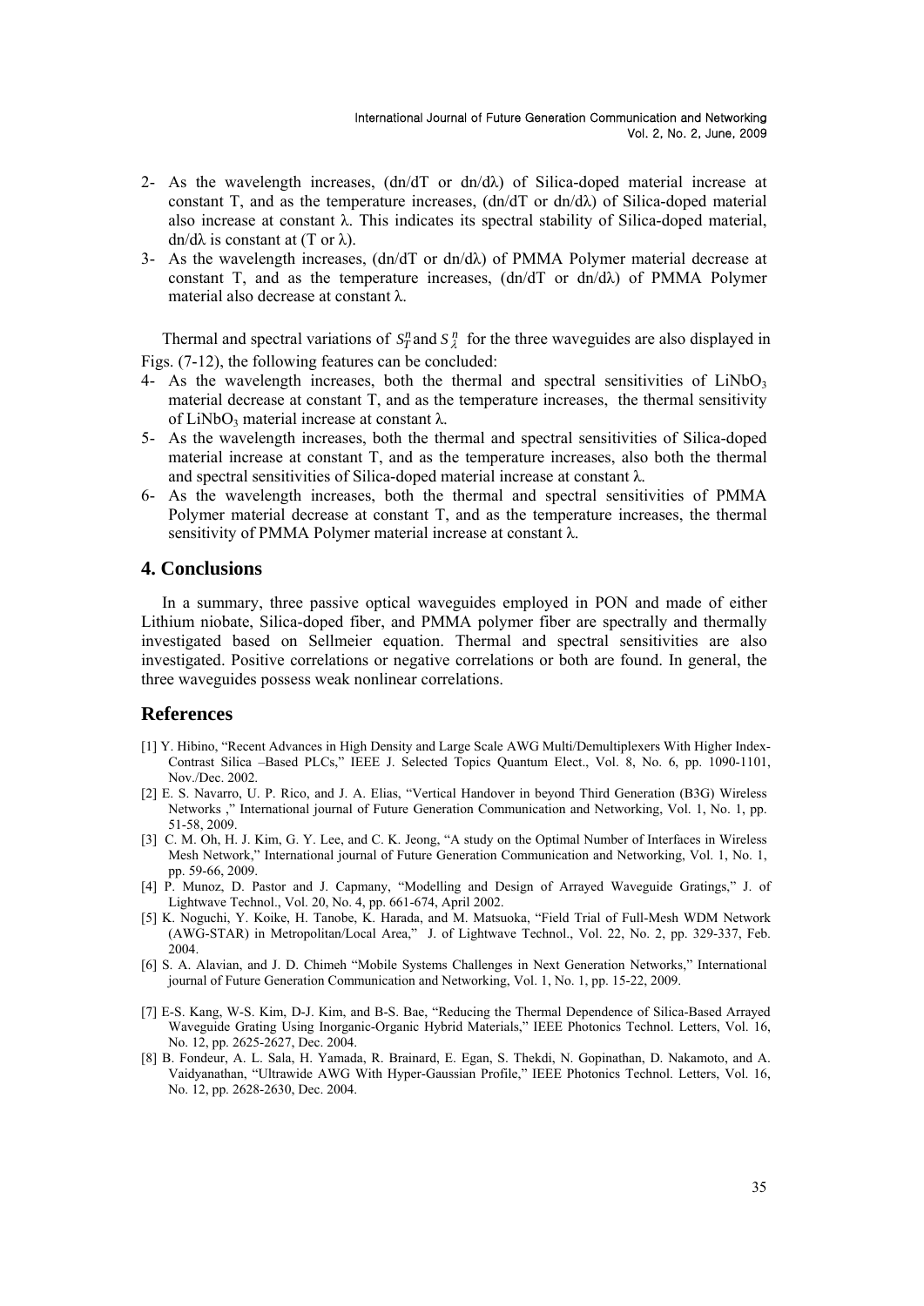2- As the wavelength increases, (dn/dT or dn/dλ) of Silica-doped material increase at constant T, and as the temperature increases, (dn/dT or dn/dλ) of Silica-doped material also increase at constant λ. This indicates its spectral stability of Silica-doped material, dn/dλ is constant at (T or λ).

3- As the wavelength increases, (dn/dT or dn/dλ) of PMMA Polymer material decrease at constant T, and as the temperature increases, (dn/dT or dn/dλ) of PMMA Polymer material also decrease at constant λ.

Thermal and spectral variations of $S_T^n$ and $S_\lambda^n$ for the three waveguides are also displayed in Figs. (7-12), the following features can be concluded:

4- As the wavelength increases, both the thermal and spectral sensitivities of $LiNbO_3$ material decrease at constant T, and as the temperature increases, the thermal sensitivity of $LiNbO_3$ material increase at constant λ.

5- As the wavelength increases, both the thermal and spectral sensitivities of Silica-doped material increase at constant T, and as the temperature increases, also both the thermal and spectral sensitivities of Silica-doped material increase at constant λ.

6- As the wavelength increases, both the thermal and spectral sensitivities of PMMA Polymer material decrease at constant T, and as the temperature increases, the thermal sensitivity of PMMA Polymer material increase at constant λ.

## 4. Conclusions

In a summary, three passive optical waveguides employed in PON and made of either Lithium niobate, Silica-doped fiber, and PMMA polymer fiber are spectrally and thermally investigated based on Sellmeier equation. Thermal and spectral sensitivities are also investigated. Positive correlations or negative correlations or both are found. In general, the three waveguides possess weak nonlinear correlations.

## References

[1] Y. Hibino, "Recent Advances in High Density and Large Scale AWG Multi/Demultiplexers With Higher Index-Contrast Silica –Based PLCs," IEEE J. Selected Topics Quantum Elect., Vol. 8, No. 6, pp. 1090-1101, Nov./Dec. 2002.

[2] E. S. Navarro, U. P. Rico, and J. A. Elias, "Vertical Handover in beyond Third Generation (B3G) Wireless Networks ," International journal of Future Generation Communication and Networking, Vol. 1, No. 1, pp. 51-58, 2009.

[3] C. M. Oh, H. J. Kim, G. Y. Lee, and C. K. Jeong, "A study on the Optimal Number of Interfaces in Wireless Mesh Network," International journal of Future Generation Communication and Networking, Vol. 1, No. 1, pp. 59-66, 2009.

[4] P. Munoz, D. Pastor and J. Capmany, "Modelling and Design of Arrayed Waveguide Gratings," J. of Lightwave Technol., Vol. 20, No. 4, pp. 661-674, April 2002.

[5] K. Noguchi, Y. Koike, H. Tanobe, K. Harada, and M. Matsuoka, "Field Trial of Full-Mesh WDM Network (AWG-STAR) in Metropolitan/Local Area," J. of Lightwave Technol., Vol. 22, No. 2, pp. 329-337, Feb. 2004.

[6] S. A. Alavian, and J. D. Chimeh "Mobile Systems Challenges in Next Generation Networks," International journal of Future Generation Communication and Networking, Vol. 1, No. 1, pp. 15-22, 2009.

[7] E-S. Kang, W-S. Kim, D-J. Kim, and B-S. Bae, "Reducing the Thermal Dependence of Silica-Based Arrayed Waveguide Grating Using Inorganic-Organic Hybrid Materials," IEEE Photonics Technol. Letters, Vol. 16, No. 12, pp. 2625-2627, Dec. 2004.

[8] B. Fondeur, A. L. Sala, H. Yamada, R. Brainard, E. Egan, S. Thekdi, N. Gopinathan, D. Nakamoto, and A. Vaidyanathan, "Ultrawide AWG With Hyper-Gaussian Profile," IEEE Photonics Technol. Letters, Vol. 16, No. 12, pp. 2628-2630, Dec. 2004.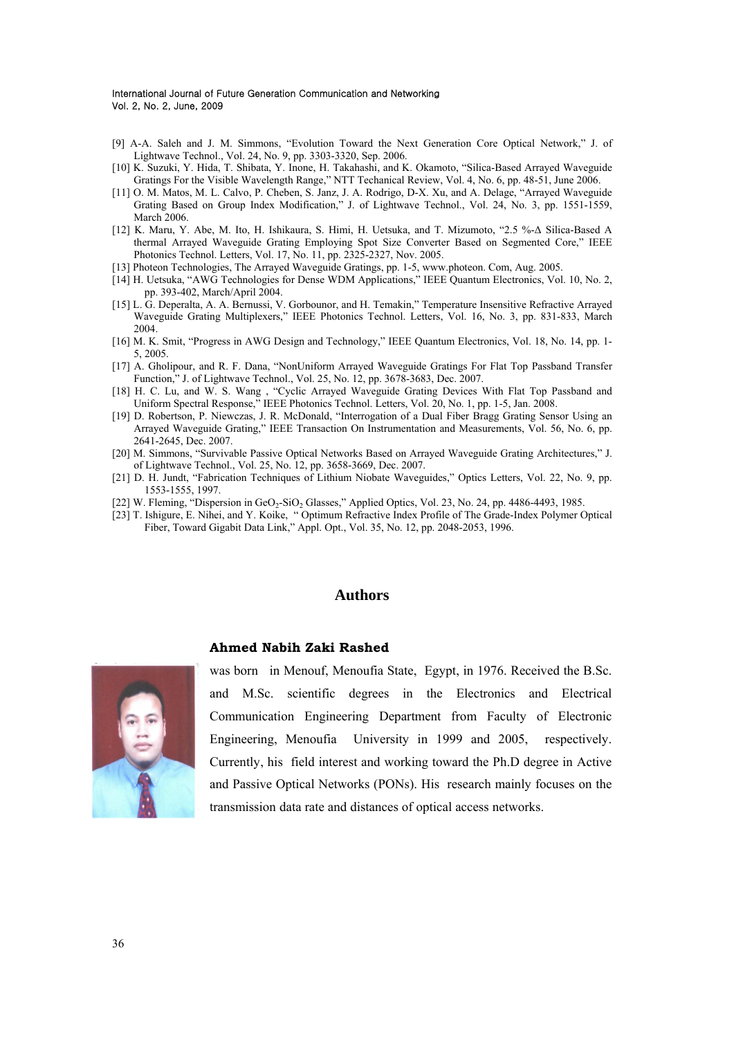[9] A-A. Saleh and J. M. Simmons, "Evolution Toward the Next Generation Core Optical Network," J. of Lightwave Technol., Vol. 24, No. 9, pp. 3303-3320, Sep. 2006.

[10] K. Suzuki, Y. Hida, T. Shibata, Y. Inone, H. Takahashi, and K. Okamoto, "Silica-Based Arrayed Waveguide Gratings For the Visible Wavelength Range," NTT Techanical Review, Vol. 4, No. 6, pp. 48-51, June 2006.

[11] O. M. Matos, M. L. Calvo, P. Cheben, S. Janz, J. A. Rodrigo, D-X. Xu, and A. Delage, "Arrayed Waveguide Grating Based on Group Index Modification," J. of Lightwave Technol., Vol. 24, No. 3, pp. 1551-1559, March 2006.

[12] K. Maru, Y. Abe, M. Ito, H. Ishikaura, S. Himi, H. Uetsuka, and T. Mizumoto, "2.5 %-Δ Silica-Based A thermal Arrayed Waveguide Grating Employing Spot Size Converter Based on Segmented Core," IEEE Photonics Technol. Letters, Vol. 17, No. 11, pp. 2325-2327, Nov. 2005.

[13] Photeon Technologies, The Arrayed Waveguide Gratings, pp. 1-5, www.photeon. Com, Aug. 2005.

[14] H. Uetsuka, "AWG Technologies for Dense WDM Applications," IEEE Quantum Electronics, Vol. 10, No. 2, pp. 393-402, March/April 2004.

[15] L. G. Deperalta, A. A. Bernussi, V. Gorbounor, and H. Temakin," Temperature Insensitive Refractive Arrayed Waveguide Grating Multiplexers," IEEE Photonics Technol. Letters, Vol. 16, No. 3, pp. 831-833, March 2004.

[16] M. K. Smit, "Progress in AWG Design and Technology," IEEE Quantum Electronics, Vol. 18, No. 14, pp. 1-5, 2005.

[17] A. Gholipour, and R. F. Dana, "NonUniform Arrayed Waveguide Gratings For Flat Top Passband Transfer Function," J. of Lightwave Technol., Vol. 25, No. 12, pp. 3678-3683, Dec. 2007.

[18] H. C. Lu, and W. S. Wang , "Cyclic Arrayed Waveguide Grating Devices With Flat Top Passband and Uniform Spectral Response," IEEE Photonics Technol. Letters, Vol. 20, No. 1, pp. 1-5, Jan. 2008.

[19] D. Robertson, P. Niewczas, J. R. McDonald, "Interrogation of a Dual Fiber Bragg Grating Sensor Using an Arrayed Waveguide Grating," IEEE Transaction On Instrumentation and Measurements, Vol. 56, No. 6, pp. 2641-2645, Dec. 2007.

[20] M. Simmons, "Survivable Passive Optical Networks Based on Arrayed Waveguide Grating Architectures," J. of Lightwave Technol., Vol. 25, No. 12, pp. 3658-3669, Dec. 2007.

[21] D. H. Jundt, "Fabrication Techniques of Lithium Niobate Waveguides," Optics Letters, Vol. 22, No. 9, pp. 1553-1555, 1997.

[22] W. Fleming, "Dispersion in $GeO_2$-$SiO_2$ Glasses," Applied Optics, Vol. 23, No. 24, pp. 4486-4493, 1985.

[23] T. Ishigure, E. Nihei, and Y. Koike, " Optimum Refractive Index Profile of The Grade-Index Polymer Optical Fiber, Toward Gigabit Data Link," Appl. Opt., Vol. 35, No. 12, pp. 2048-2053, 1996.

## Authors

**Ahmed Nabih Zaki Rashed**

was born in Menouf, Menoufia State, Egypt, in 1976. Received the B.Sc. and M.Sc. scientific degrees in the Electronics and Electrical Communication Engineering Department from Faculty of Electronic Engineering, Menoufia University in 1999 and 2005, respectively. Currently, his field interest and working toward the Ph.D degree in Active and Passive Optical Networks (PONs). His research mainly focuses on the transmission data rate and distances of optical access networks.